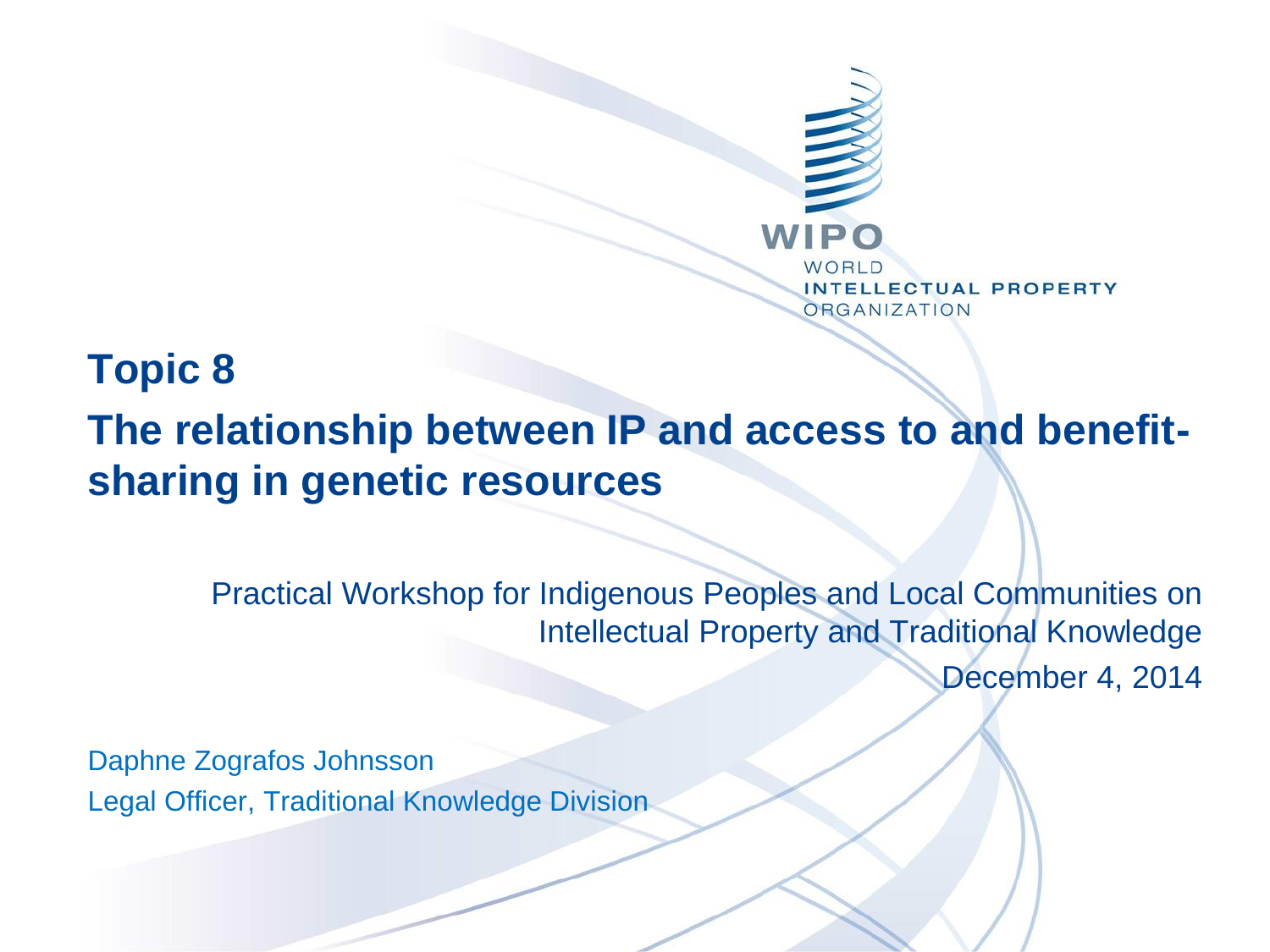WIPO
WORLD
INTELLECTUAL PROPERTY
ORGANIZATION

# Topic 8

# The relationship between IP and access to and benefit-sharing in genetic resources

Practical Workshop for Indigenous Peoples and Local Communities on Intellectual Property and Traditional Knowledge

December 4, 2014

Daphne Zografos Johnsson

Legal Officer, Traditional Knowledge Division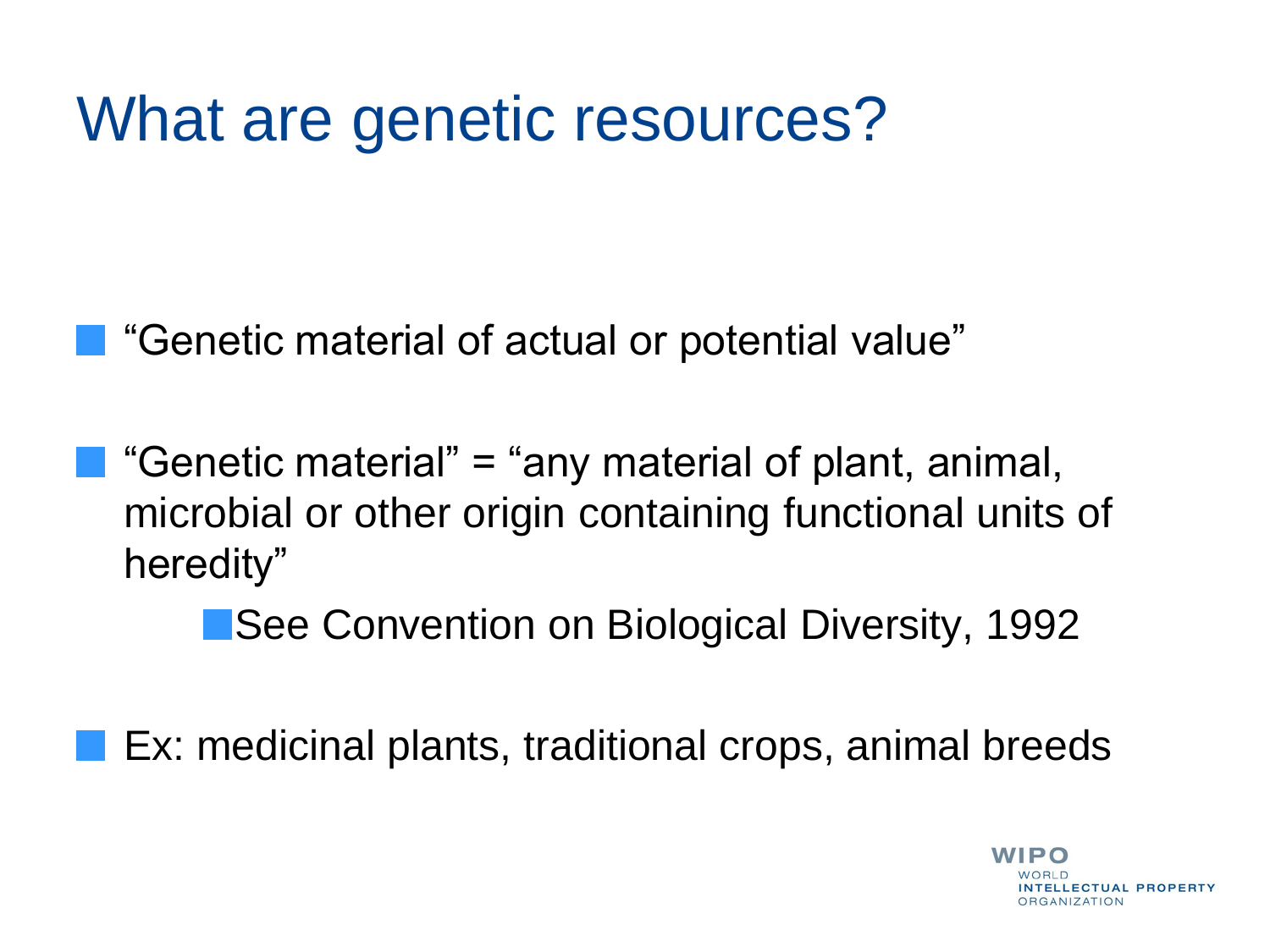# What are genetic resources?

- "Genetic material of actual or potential value"
- "Genetic material" = "any material of plant, animal, microbial or other origin containing functional units of heredity"
  - See Convention on Biological Diversity, 1992
- Ex: medicinal plants, traditional crops, animal breeds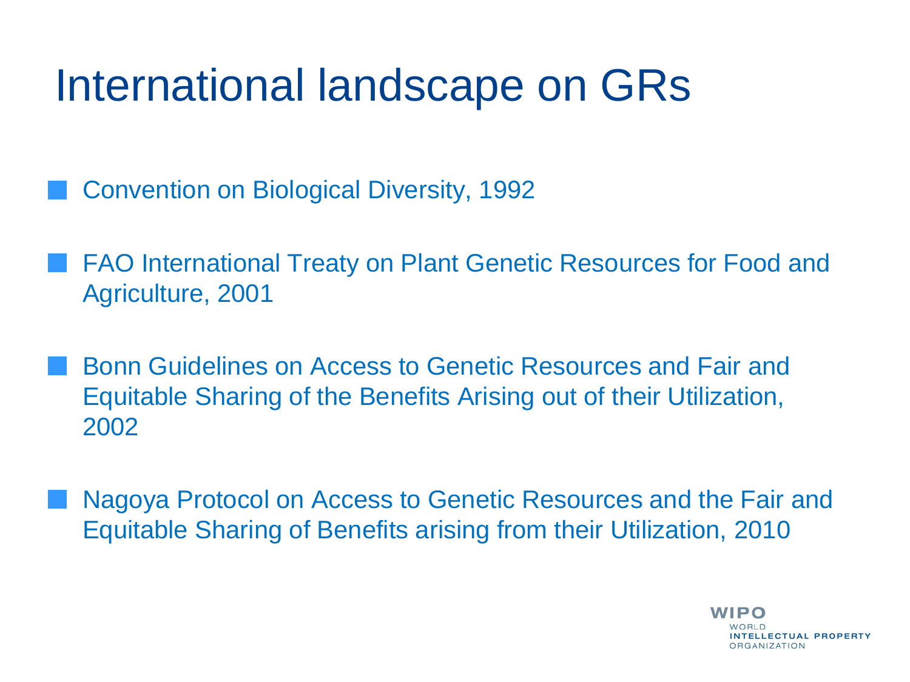# International landscape on GRs

- Convention on Biological Diversity, 1992
- FAO International Treaty on Plant Genetic Resources for Food and Agriculture, 2001
- Bonn Guidelines on Access to Genetic Resources and Fair and Equitable Sharing of the Benefits Arising out of their Utilization, 2002
- Nagoya Protocol on Access to Genetic Resources and the Fair and Equitable Sharing of Benefits arising from their Utilization, 2010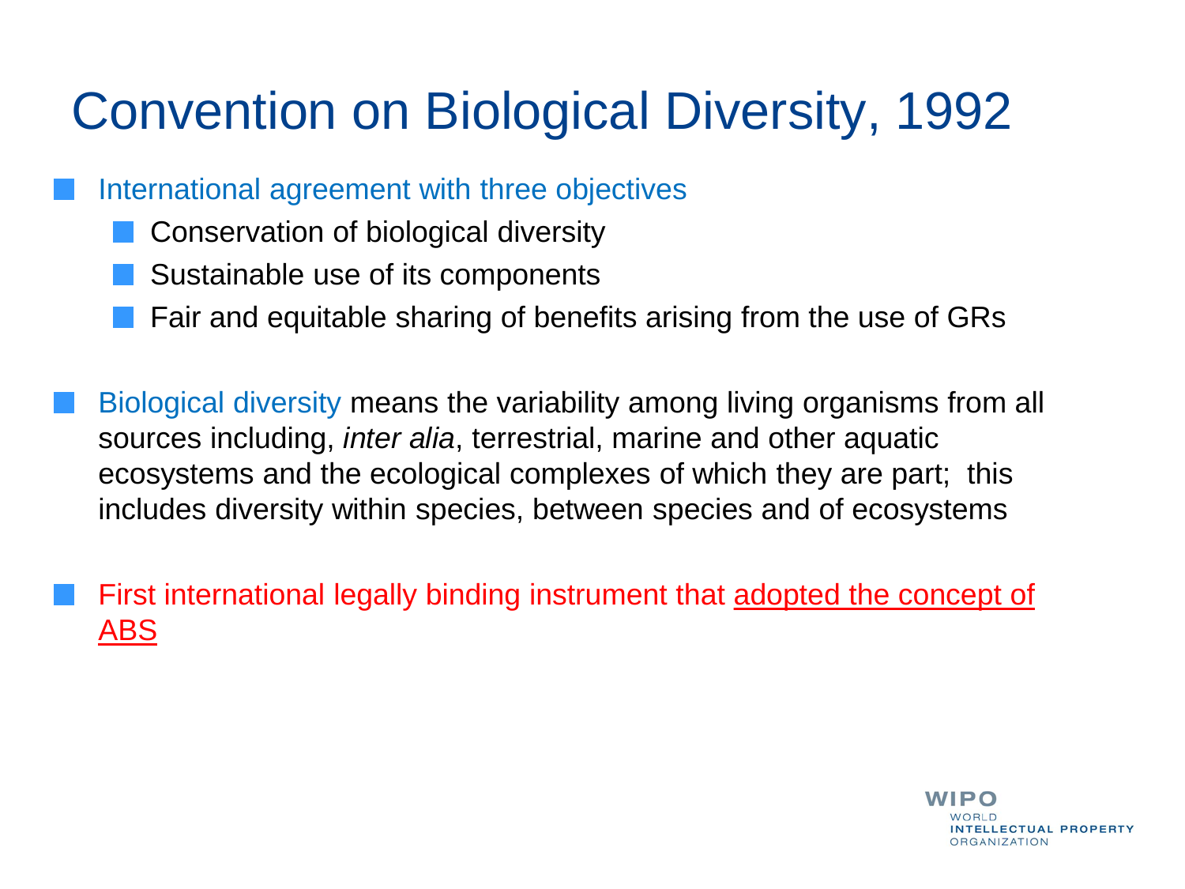# Convention on Biological Diversity, 1992

- International agreement with three objectives
  - Conservation of biological diversity
  - Sustainable use of its components
  - Fair and equitable sharing of benefits arising from the use of GRs

- Biological diversity means the variability among living organisms from all sources including, *inter alia*, terrestrial, marine and other aquatic ecosystems and the ecological complexes of which they are part; this includes diversity within species, between species and of ecosystems

- First international legally binding instrument that <u>adopted the concept of ABS</u>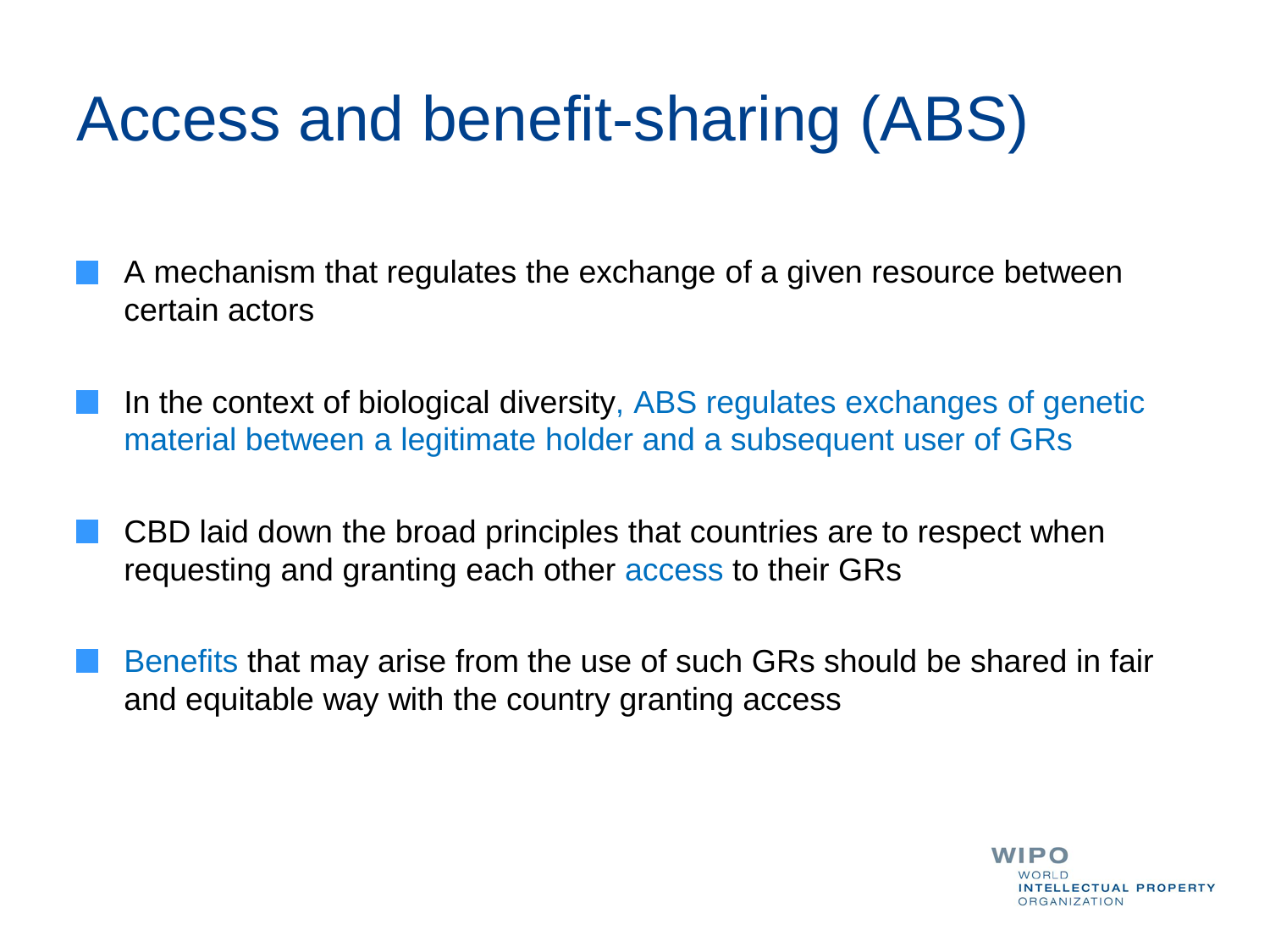# Access and benefit-sharing (ABS)

- A mechanism that regulates the exchange of a given resource between certain actors
- In the context of biological diversity, ABS regulates exchanges of genetic material between a legitimate holder and a subsequent user of GRs
- CBD laid down the broad principles that countries are to respect when requesting and granting each other access to their GRs
- Benefits that may arise from the use of such GRs should be shared in fair and equitable way with the country granting access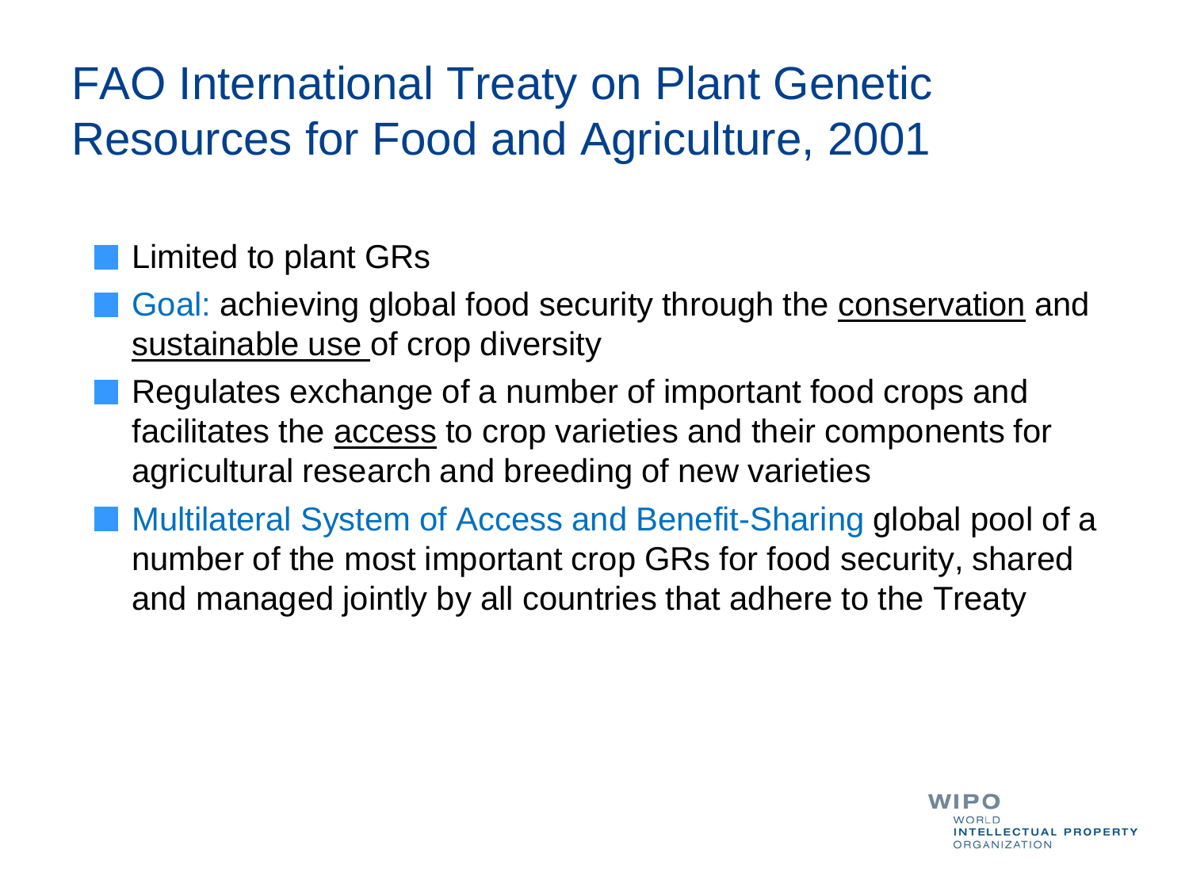# FAO International Treaty on Plant Genetic Resources for Food and Agriculture, 2001

- Limited to plant GRs
- Goal: achieving global food security through the conservation and sustainable use of crop diversity
- Regulates exchange of a number of important food crops and facilitates the access to crop varieties and their components for agricultural research and breeding of new varieties
- Multilateral System of Access and Benefit-Sharing global pool of a number of the most important crop GRs for food security, shared and managed jointly by all countries that adhere to the Treaty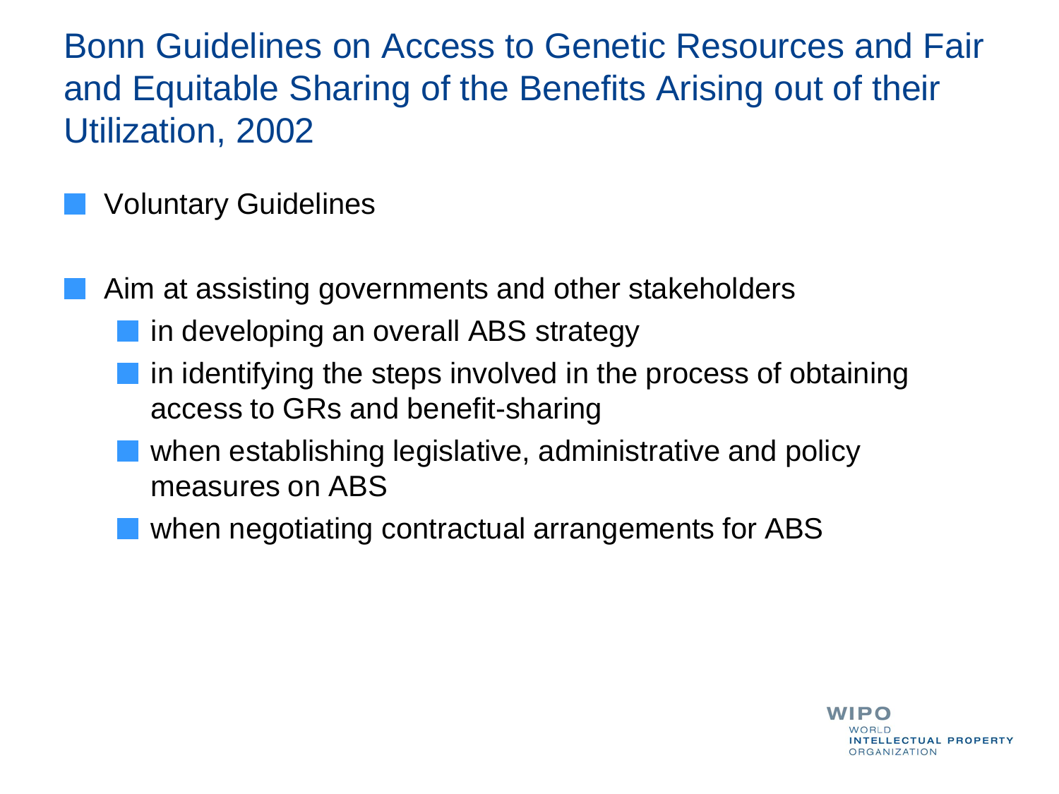# Bonn Guidelines on Access to Genetic Resources and Fair and Equitable Sharing of the Benefits Arising out of their Utilization, 2002

- Voluntary Guidelines
- Aim at assisting governments and other stakeholders
  - in developing an overall ABS strategy
  - in identifying the steps involved in the process of obtaining access to GRs and benefit-sharing
  - when establishing legislative, administrative and policy measures on ABS
  - when negotiating contractual arrangements for ABS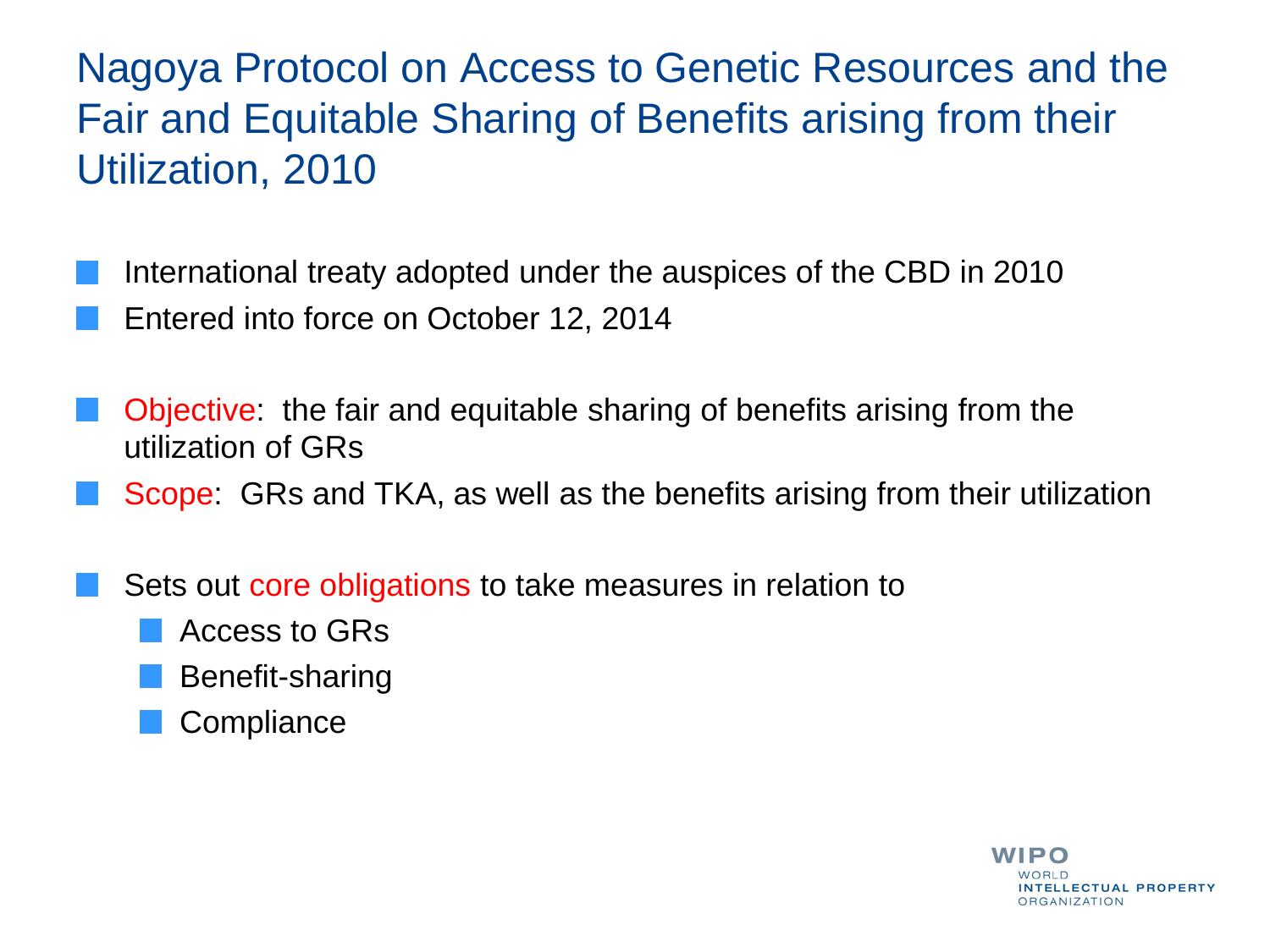# Nagoya Protocol on Access to Genetic Resources and the Fair and Equitable Sharing of Benefits arising from their Utilization, 2010

- International treaty adopted under the auspices of the CBD in 2010
- Entered into force on October 12, 2014

- Objective: the fair and equitable sharing of benefits arising from the utilization of GRs
- Scope: GRs and TKA, as well as the benefits arising from their utilization

- Sets out core obligations to take measures in relation to
  - Access to GRs
  - Benefit-sharing
  - Compliance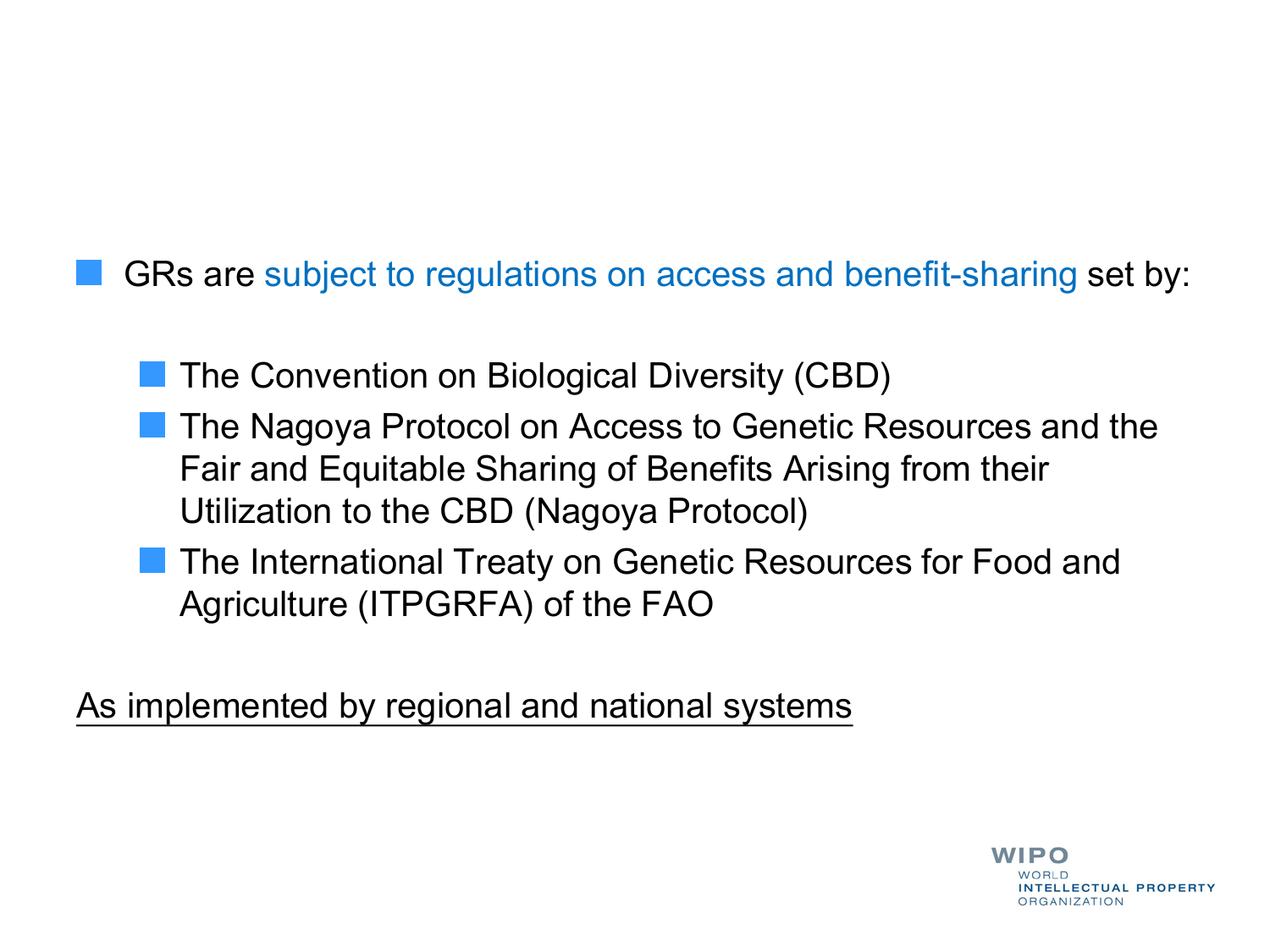- GRs are subject to regulations on access and benefit-sharing set by:
  - The Convention on Biological Diversity (CBD)
  - The Nagoya Protocol on Access to Genetic Resources and the Fair and Equitable Sharing of Benefits Arising from their Utilization to the CBD (Nagoya Protocol)
  - The International Treaty on Genetic Resources for Food and Agriculture (ITPGRFA) of the FAO

<u>As implemented by regional and national systems</u>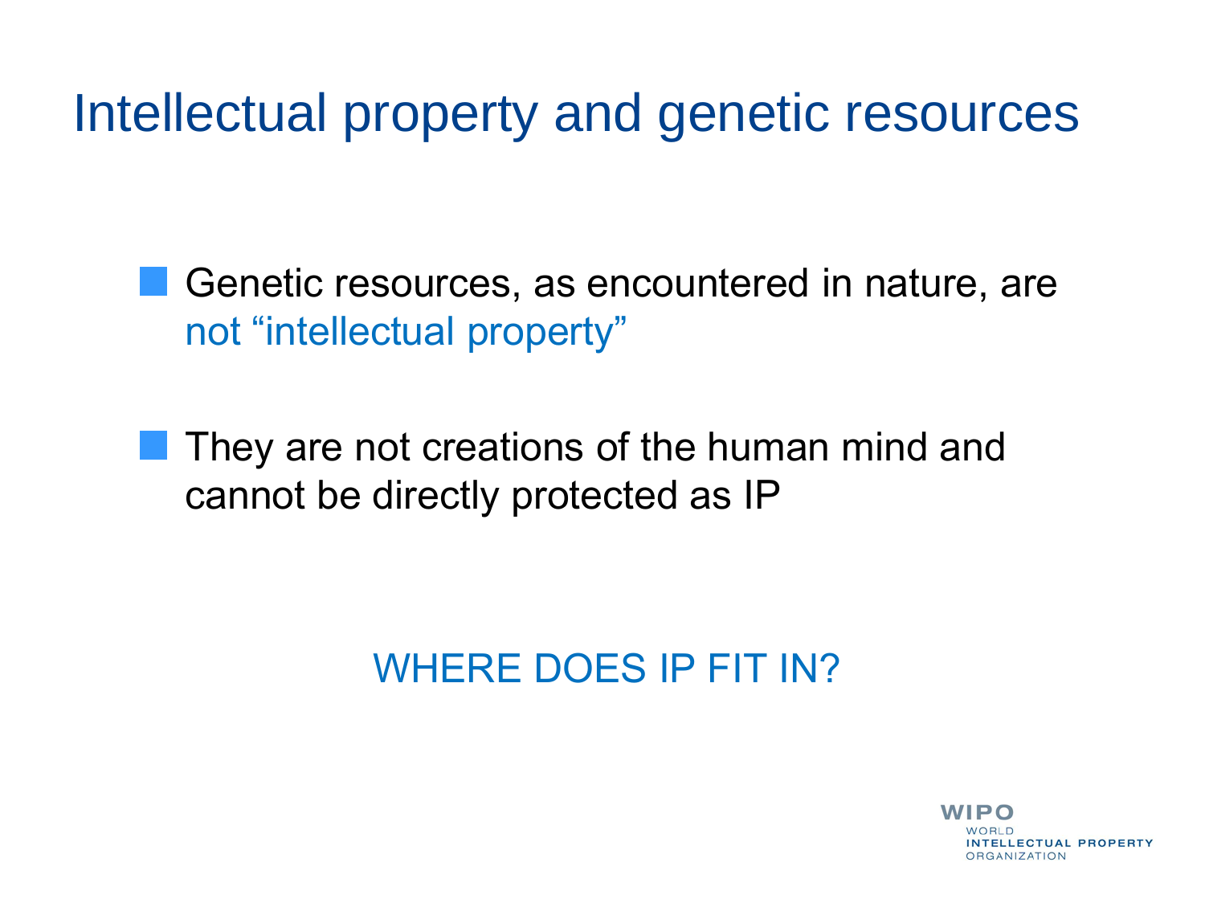# Intellectual property and genetic resources

- Genetic resources, as encountered in nature, are not "intellectual property"

- They are not creations of the human mind and cannot be directly protected as IP

WHERE DOES IP FIT IN?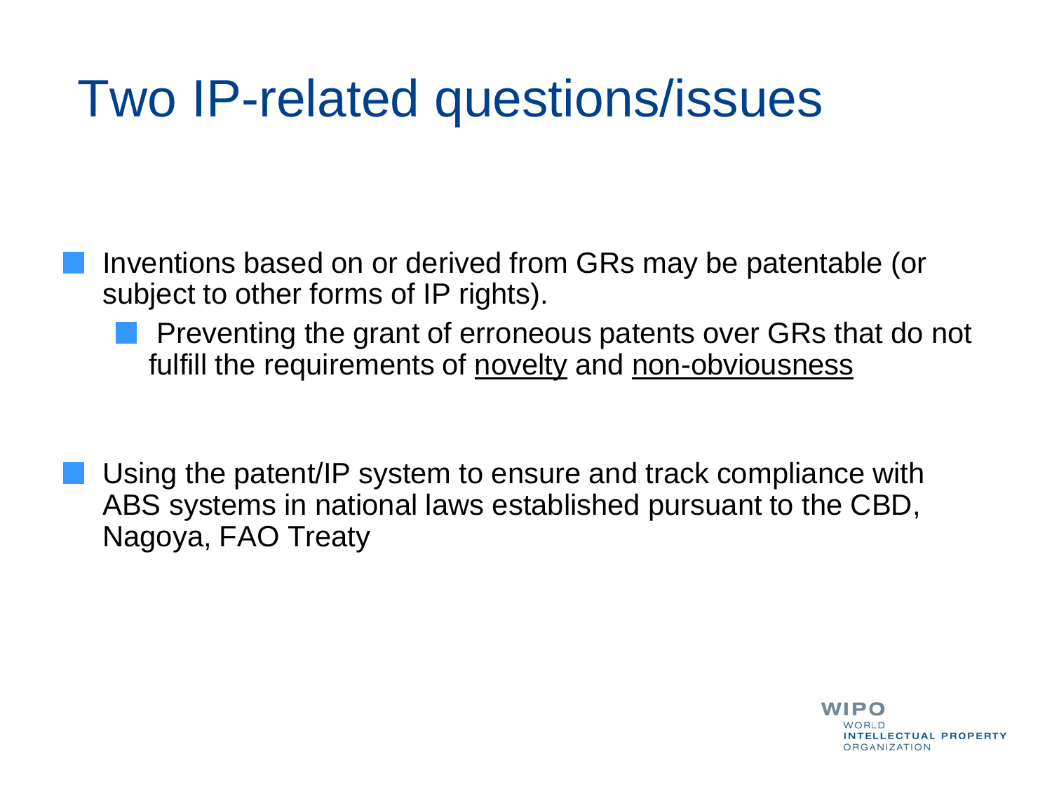# Two IP-related questions/issues

- Inventions based on or derived from GRs may be patentable (or subject to other forms of IP rights).
  - Preventing the grant of erroneous patents over GRs that do not fulfill the requirements of <u>novelty</u> and <u>non-obviousness</u>

- Using the patent/IP system to ensure and track compliance with ABS systems in national laws established pursuant to the CBD, Nagoya, FAO Treaty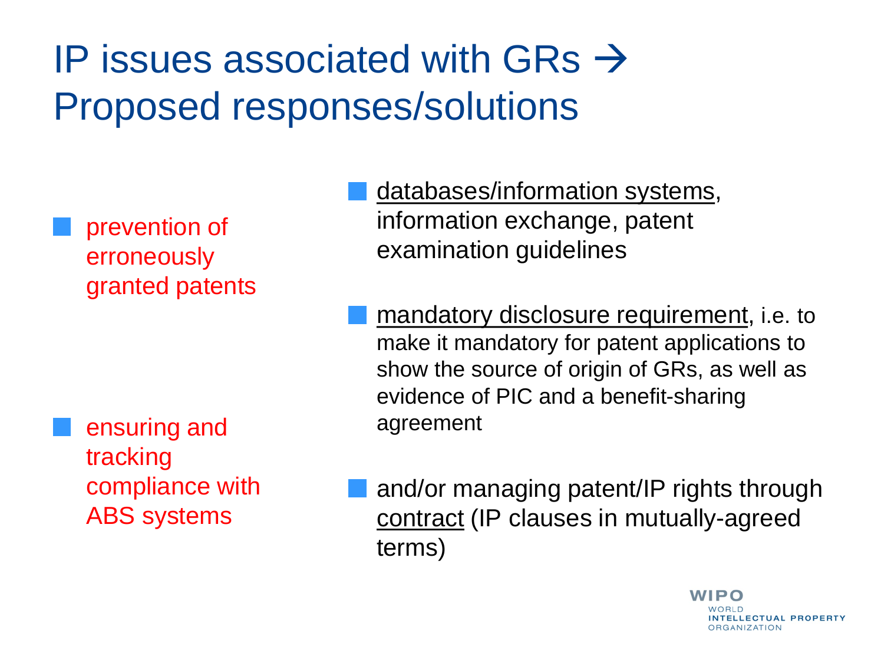# IP issues associated with GRs → Proposed responses/solutions

- prevention of erroneously granted patents
  - databases/information systems, information exchange, patent examination guidelines
- ensuring and tracking compliance with ABS systems
  - mandatory disclosure requirement, i.e. to make it mandatory for patent applications to show the source of origin of GRs, as well as evidence of PIC and a benefit-sharing agreement
  - and/or managing patent/IP rights through contract (IP clauses in mutually-agreed terms)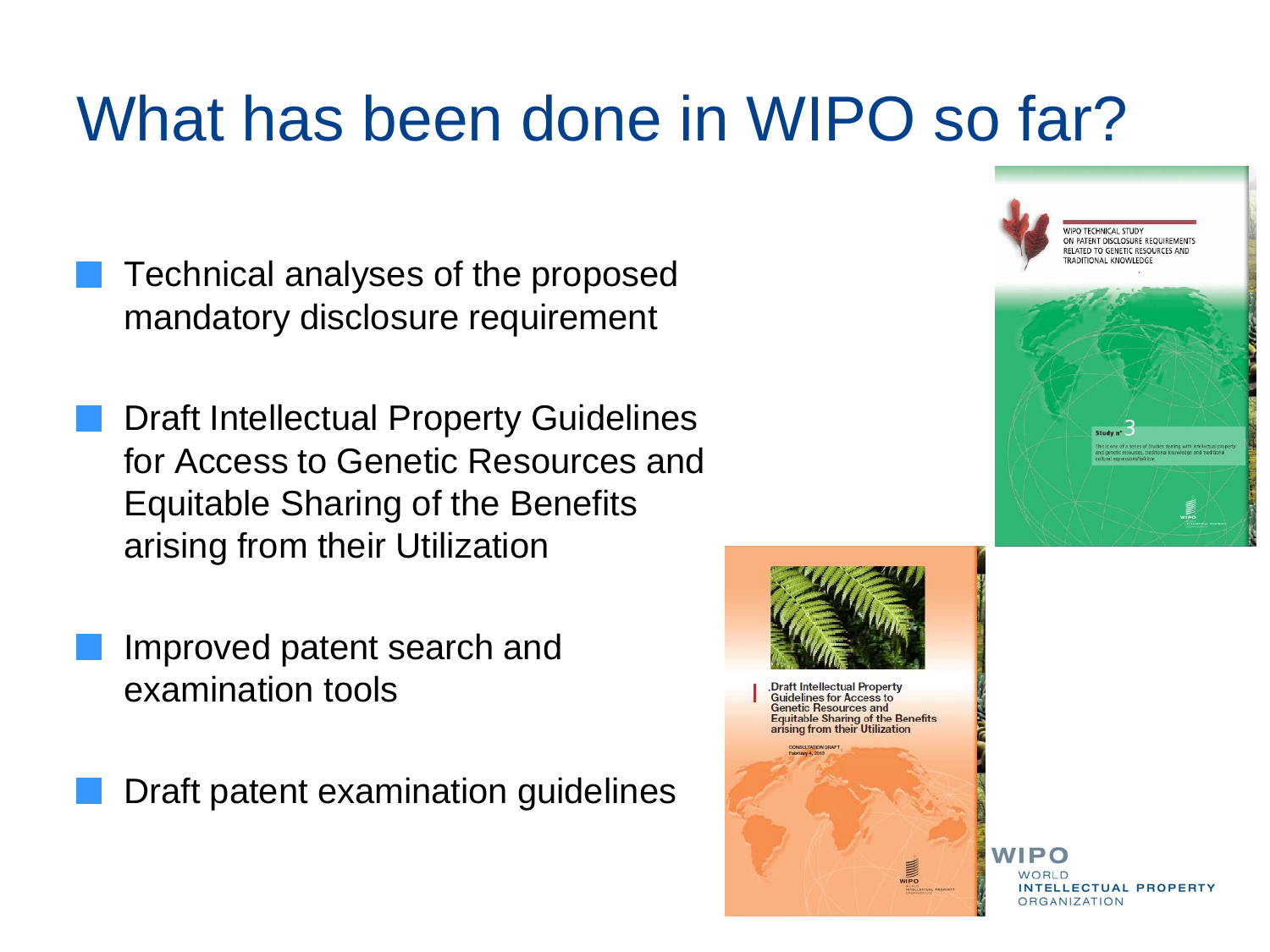# What has been done in WIPO so far?

- Technical analyses of the proposed mandatory disclosure requirement
- Draft Intellectual Property Guidelines for Access to Genetic Resources and Equitable Sharing of the Benefits arising from their Utilization
- Improved patent search and examination tools
- Draft patent examination guidelines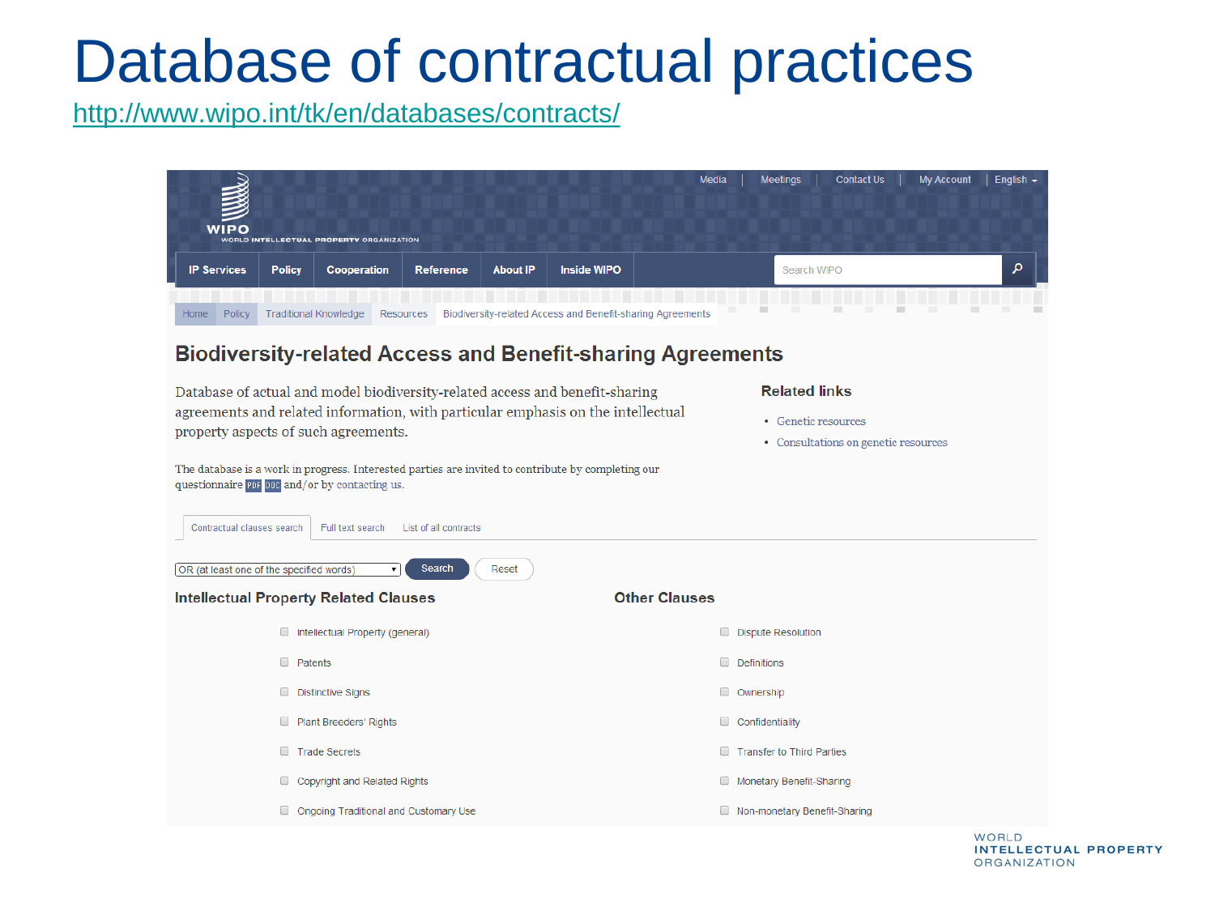# Database of contractual practices

http://www.wipo.int/tk/en/databases/contracts/

Media | Meetings | Contact Us | My Account | English

WIPO
WORLD INTELLECTUAL PROPERTY ORGANIZATION

IP Services | Policy | Cooperation | Reference | About IP | Inside WIPO

Search WIPO

Home | Policy | Traditional Knowledge | Resources | Biodiversity-related Access and Benefit-sharing Agreements

## Biodiversity-related Access and Benefit-sharing Agreements

Database of actual and model biodiversity-related access and benefit-sharing agreements and related information, with particular emphasis on the intellectual property aspects of such agreements.

The database is a work in progress. Interested parties are invited to contribute by completing our questionnaire PDF DOC and/or by contacting us.

### Related links

- Genetic resources
- Consultations on genetic resources

Contractual clauses search | Full text search | List of all contracts

OR (at least one of the specified words) | Search | Reset

### Intellectual Property Related Clauses

- Intellectual Property (general)
- Patents
- Distinctive Signs
- Plant Breeders' Rights
- Trade Secrets
- Copyright and Related Rights
- Ongoing Traditional and Customary Use

### Other Clauses

- Dispute Resolution
- Definitions
- Ownership
- Confidentiality
- Transfer to Third Parties
- Monetary Benefit-Sharing
- Non-monetary Benefit-Sharing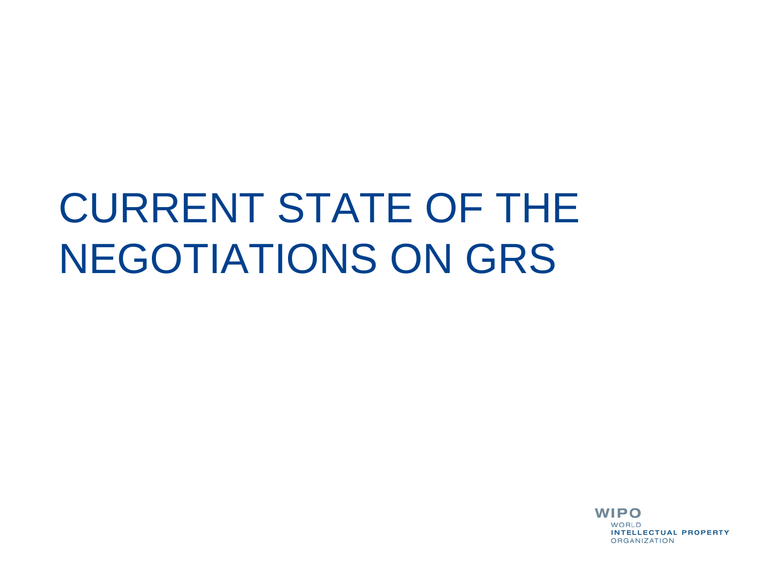# CURRENT STATE OF THE NEGOTIATIONS ON GRS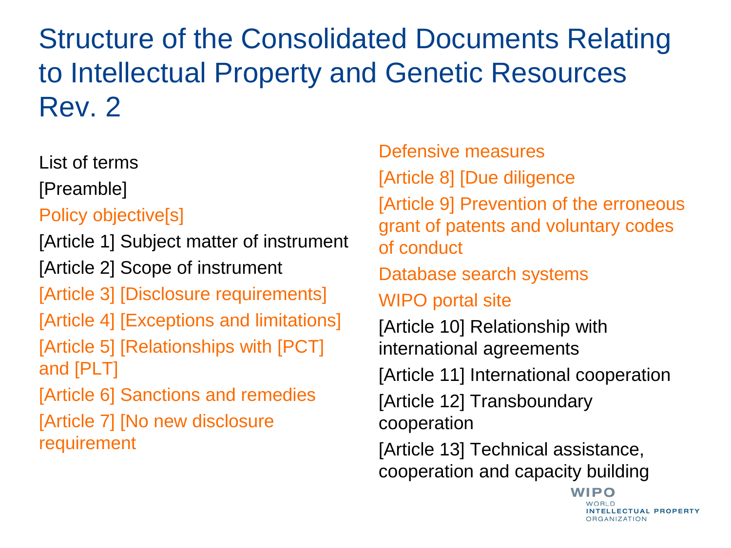# Structure of the Consolidated Documents Relating to Intellectual Property and Genetic Resources Rev. 2

List of terms

[Preamble]

Policy objective[s]

[Article 1] Subject matter of instrument

[Article 2] Scope of instrument

[Article 3] [Disclosure requirements]

[Article 4] [Exceptions and limitations]

[Article 5] [Relationships with [PCT] and [PLT]

[Article 6] Sanctions and remedies

[Article 7] [No new disclosure requirement

Defensive measures

[Article 8] [Due diligence

[Article 9] Prevention of the erroneous grant of patents and voluntary codes of conduct

Database search systems

WIPO portal site

[Article 10] Relationship with international agreements

[Article 11] International cooperation

[Article 12] Transboundary cooperation

[Article 13] Technical assistance, cooperation and capacity building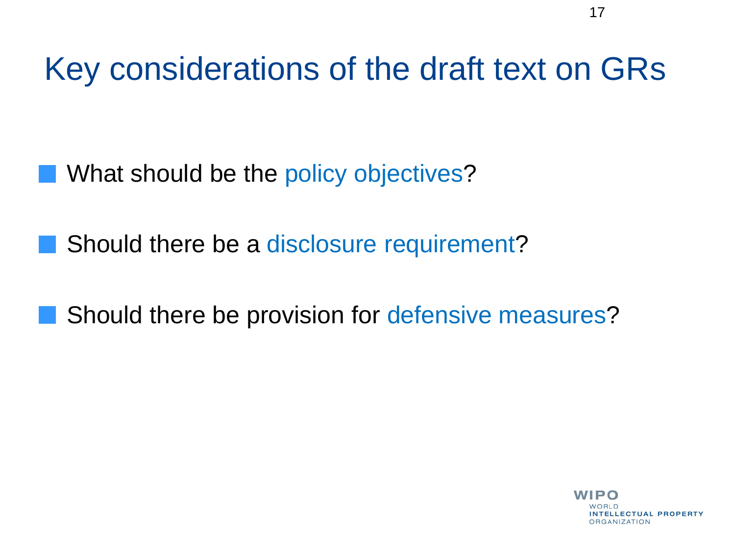# Key considerations of the draft text on GRs

- What should be the policy objectives?
- Should there be a disclosure requirement?
- Should there be provision for defensive measures?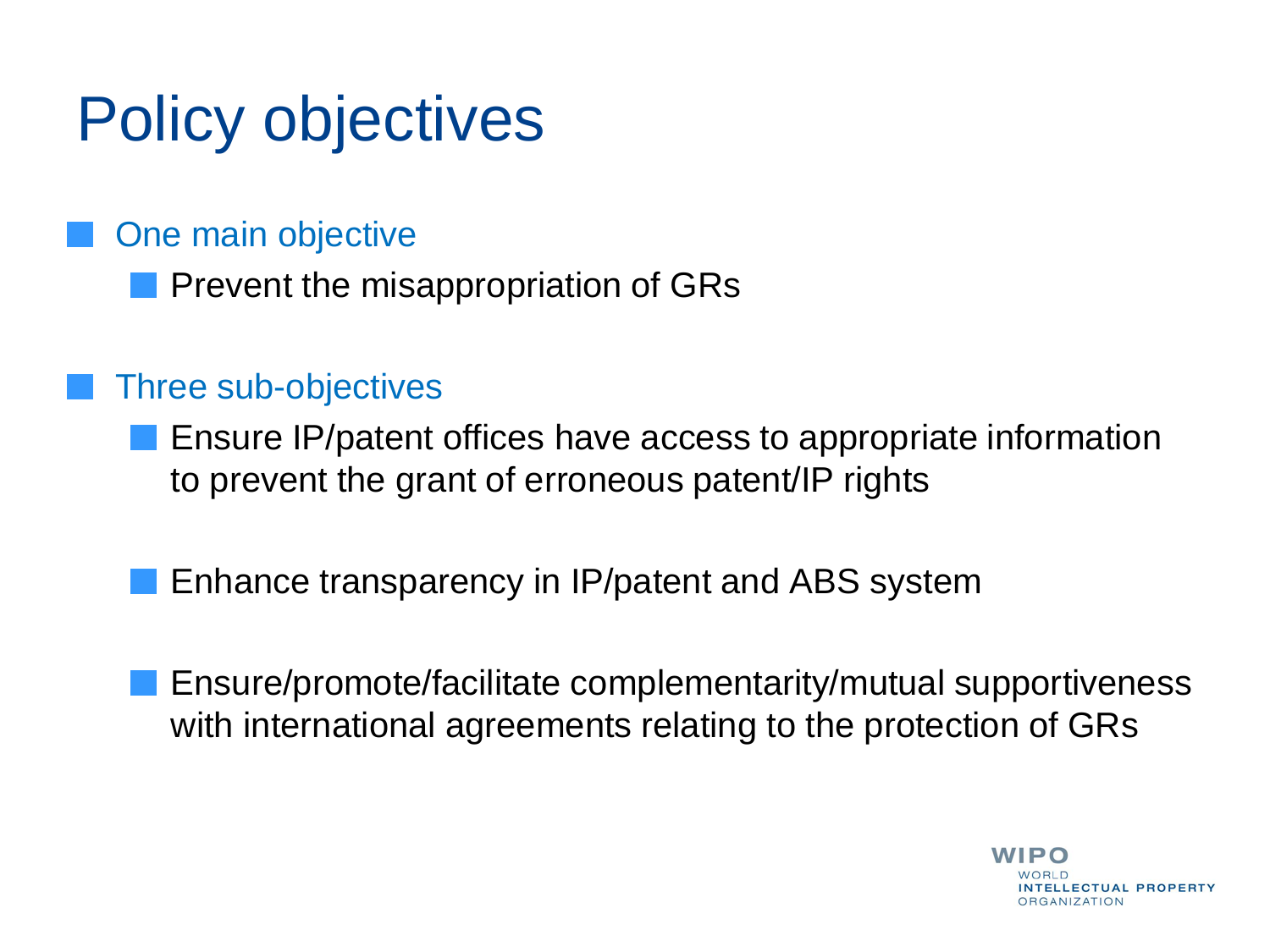# Policy objectives

- One main objective
  - Prevent the misappropriation of GRs

- Three sub-objectives
  - Ensure IP/patent offices have access to appropriate information to prevent the grant of erroneous patent/IP rights

  - Enhance transparency in IP/patent and ABS system

  - Ensure/promote/facilitate complementarity/mutual supportiveness with international agreements relating to the protection of GRs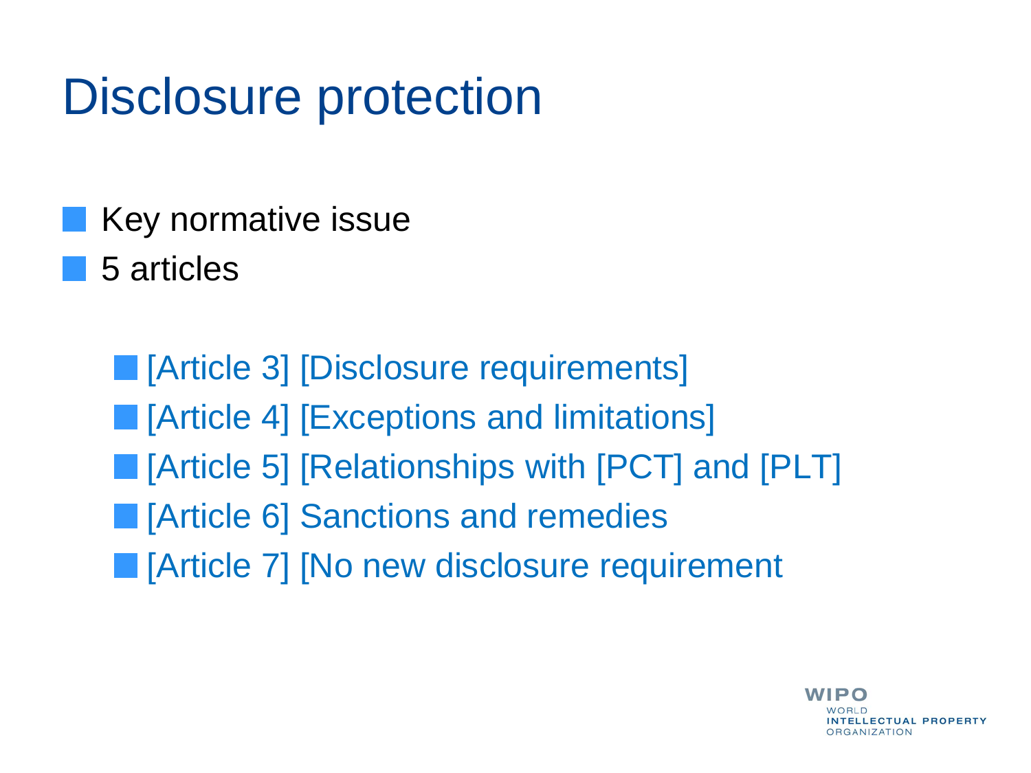# Disclosure protection

- Key normative issue
- 5 articles
  - [Article 3] [Disclosure requirements]
  - [Article 4] [Exceptions and limitations]
  - [Article 5] [Relationships with [PCT] and [PLT]
  - [Article 6] Sanctions and remedies
  - [Article 7] [No new disclosure requirement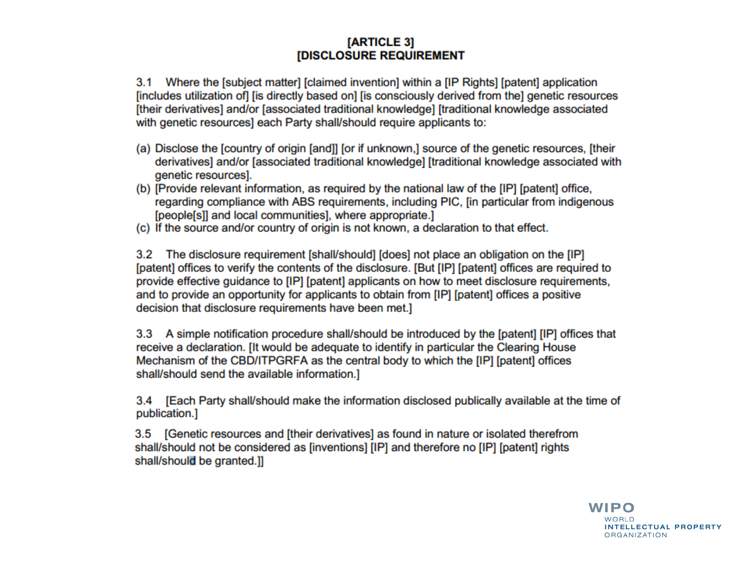# [ARTICLE 3]
# [DISCLOSURE REQUIREMENT]

3.1 Where the [subject matter] [claimed invention] within a [IP Rights] [patent] application [includes utilization of] [is directly based on] [is consciously derived from the] genetic resources [their derivatives] and/or [associated traditional knowledge] [traditional knowledge associated with genetic resources] each Party shall/should require applicants to:

(a) Disclose the [country of origin [and]] [or if unknown,] source of the genetic resources, [their derivatives] and/or [associated traditional knowledge] [traditional knowledge associated with genetic resources].
(b) [Provide relevant information, as required by the national law of the [IP] [patent] office, regarding compliance with ABS requirements, including PIC, [in particular from indigenous [people[s]] and local communities], where appropriate.]
(c) If the source and/or country of origin is not known, a declaration to that effect.

3.2 The disclosure requirement [shall/should] [does] not place an obligation on the [IP] [patent] offices to verify the contents of the disclosure. [But [IP] [patent] offices are required to provide effective guidance to [IP] [patent] applicants on how to meet disclosure requirements, and to provide an opportunity for applicants to obtain from [IP] [patent] offices a positive decision that disclosure requirements have been met.]

3.3 A simple notification procedure shall/should be introduced by the [patent] [IP] offices that receive a declaration. [It would be adequate to identify in particular the Clearing House Mechanism of the CBD/ITPGRFA as the central body to which the [IP] [patent] offices shall/should send the available information.]

3.4 [Each Party shall/should make the information disclosed publically available at the time of publication.]

3.5 [Genetic resources and [their derivatives] as found in nature or isolated therefrom shall/should not be considered as [inventions] [IP] and therefore no [IP] [patent] rights shall/should be granted.]]

WIPO
WORLD
INTELLECTUAL PROPERTY
ORGANIZATION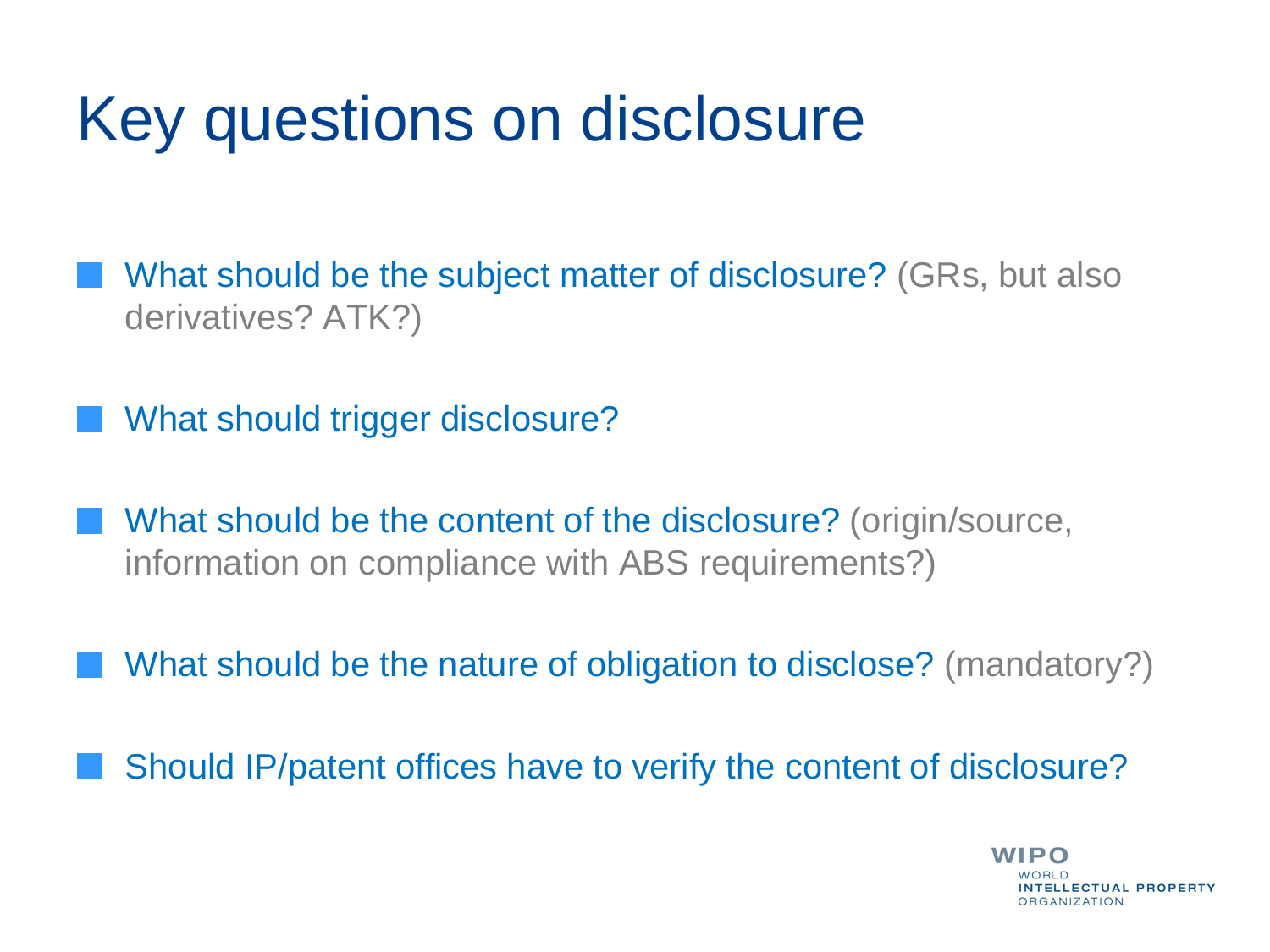# Key questions on disclosure

- What should be the subject matter of disclosure? (GRs, but also derivatives? ATK?)
- What should trigger disclosure?
- What should be the content of the disclosure? (origin/source, information on compliance with ABS requirements?)
- What should be the nature of obligation to disclose? (mandatory?)
- Should IP/patent offices have to verify the content of disclosure?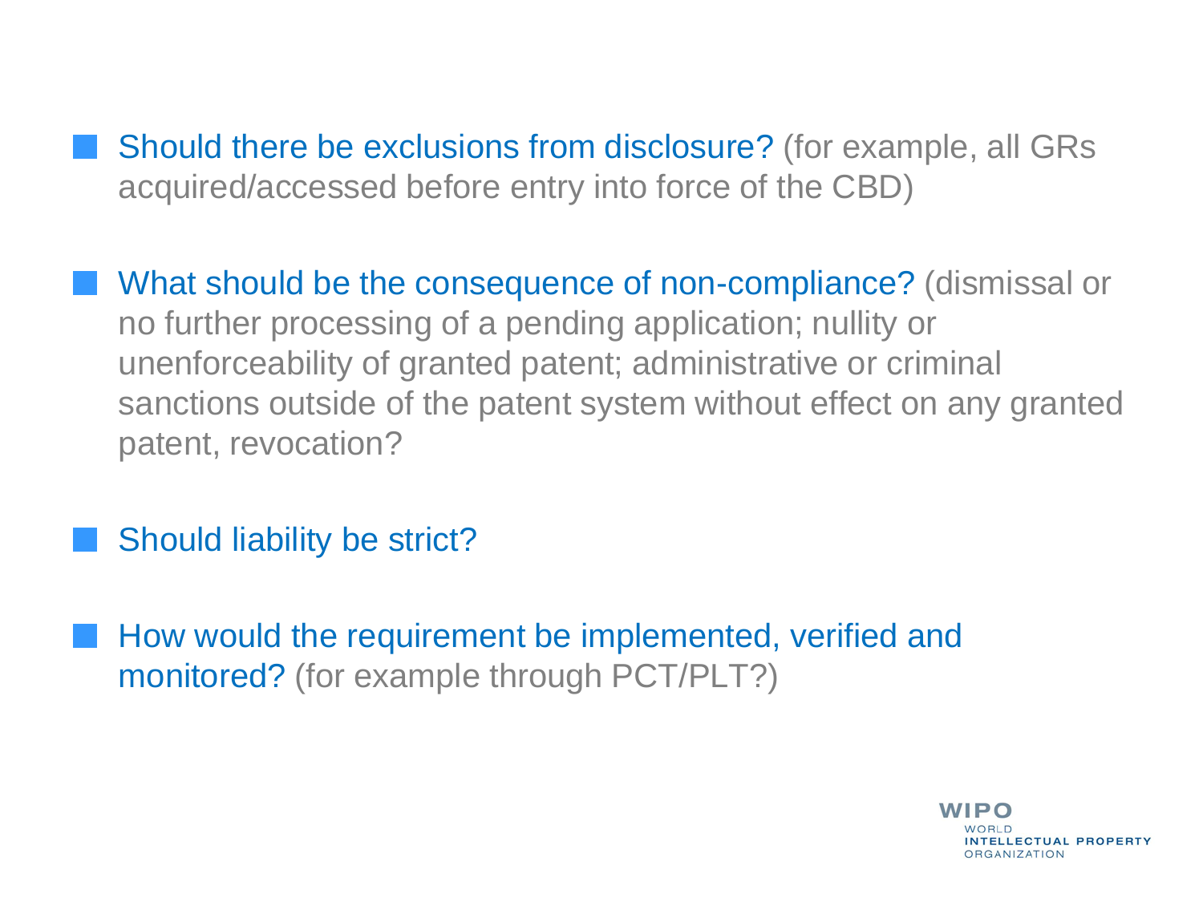- Should there be exclusions from disclosure? (for example, all GRs acquired/accessed before entry into force of the CBD)

- What should be the consequence of non-compliance? (dismissal or no further processing of a pending application; nullity or unenforceability of granted patent; administrative or criminal sanctions outside of the patent system without effect on any granted patent, revocation?

- Should liability be strict?

- How would the requirement be implemented, verified and monitored? (for example through PCT/PLT?)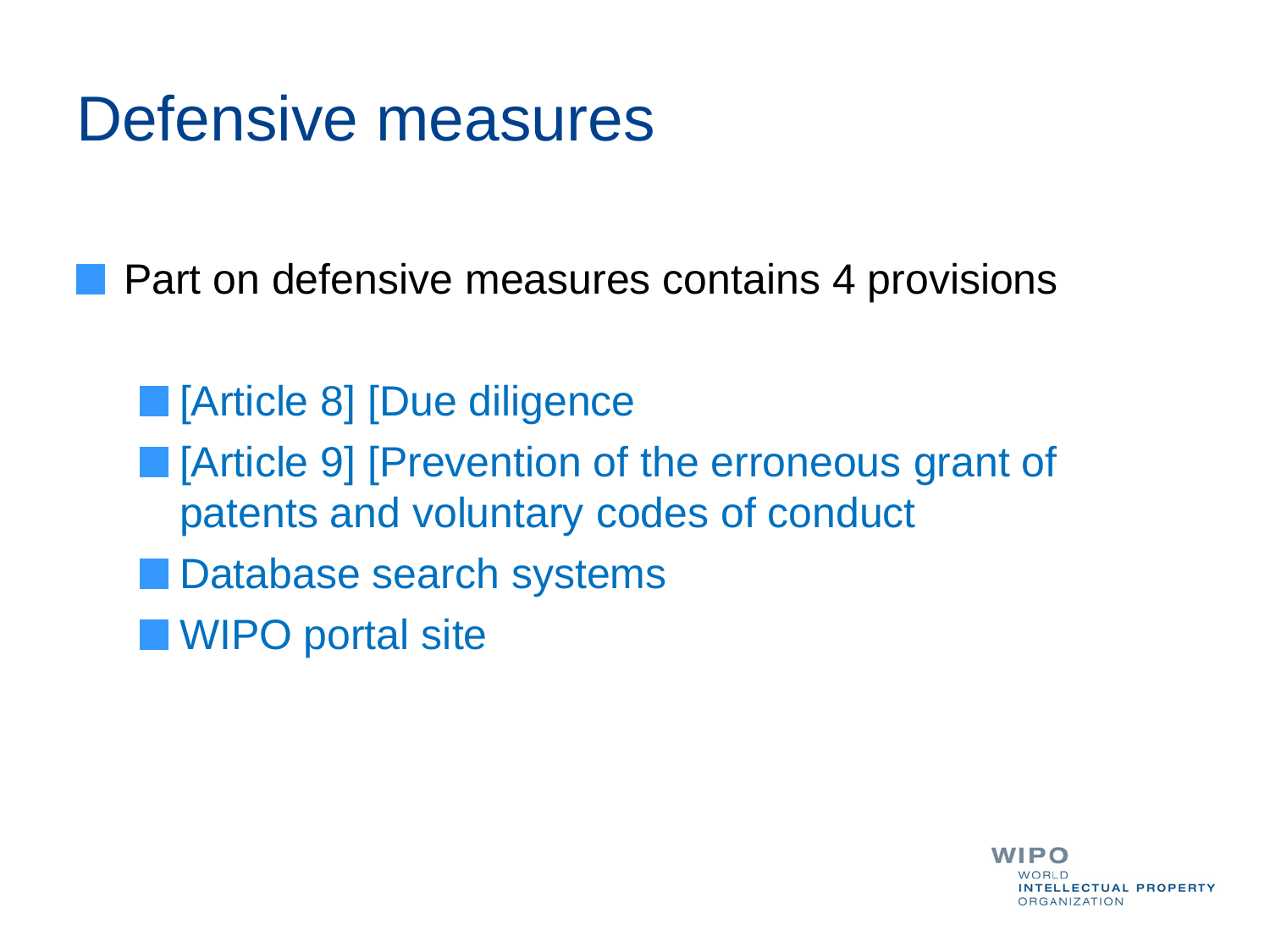# Defensive measures

- Part on defensive measures contains 4 provisions
  - [Article 8] [Due diligence
  - [Article 9] [Prevention of the erroneous grant of patents and voluntary codes of conduct
  - Database search systems
  - WIPO portal site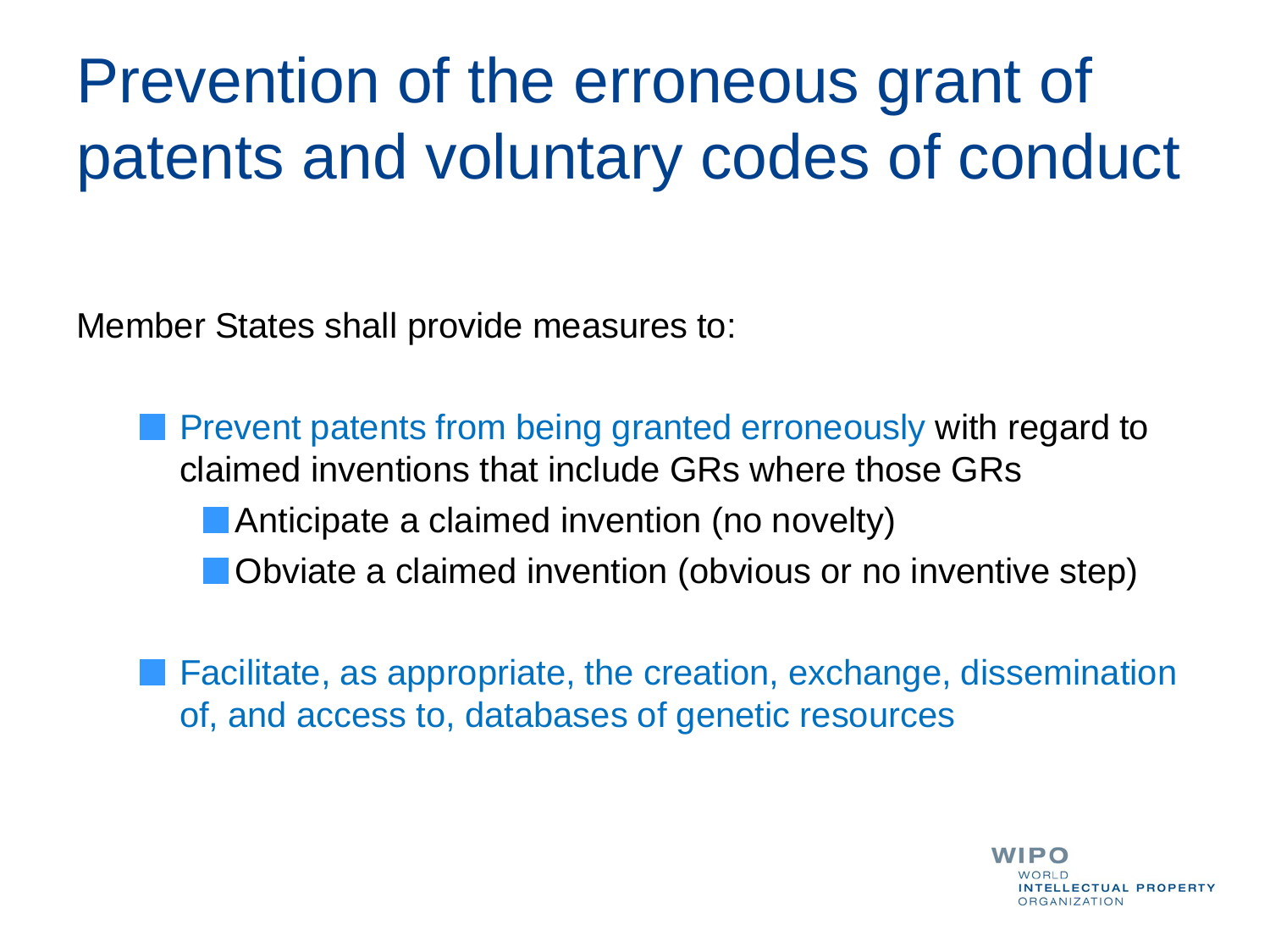# Prevention of the erroneous grant of patents and voluntary codes of conduct

Member States shall provide measures to:

- Prevent patents from being granted erroneously with regard to claimed inventions that include GRs where those GRs
  - Anticipate a claimed invention (no novelty)
  - Obviate a claimed invention (obvious or no inventive step)
- Facilitate, as appropriate, the creation, exchange, dissemination of, and access to, databases of genetic resources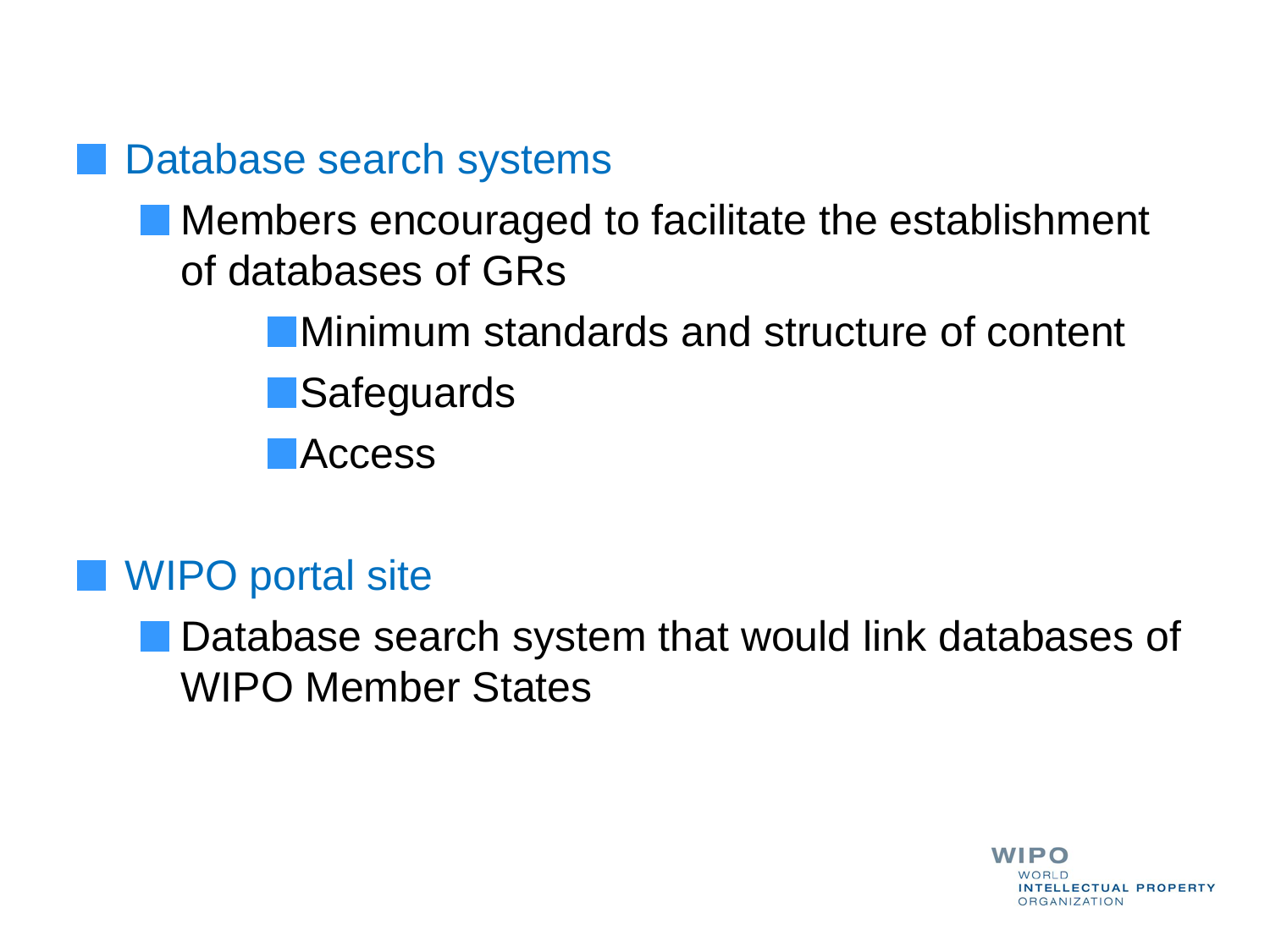- Database search systems
  - Members encouraged to facilitate the establishment of databases of GRs
    - Minimum standards and structure of content
    - Safeguards
    - Access

- WIPO portal site
  - Database search system that would link databases of WIPO Member States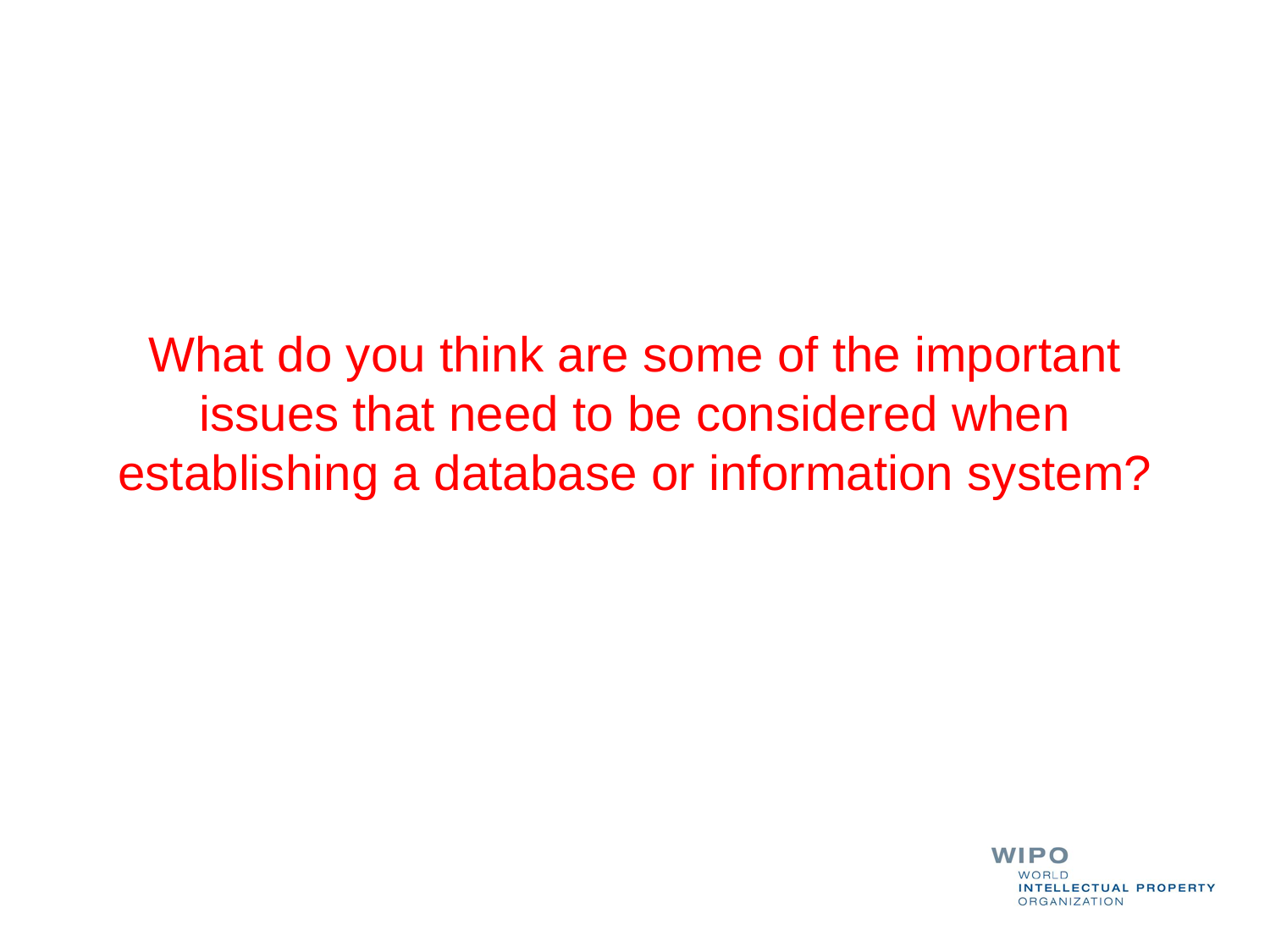What do you think are some of the important issues that need to be considered when establishing a database or information system?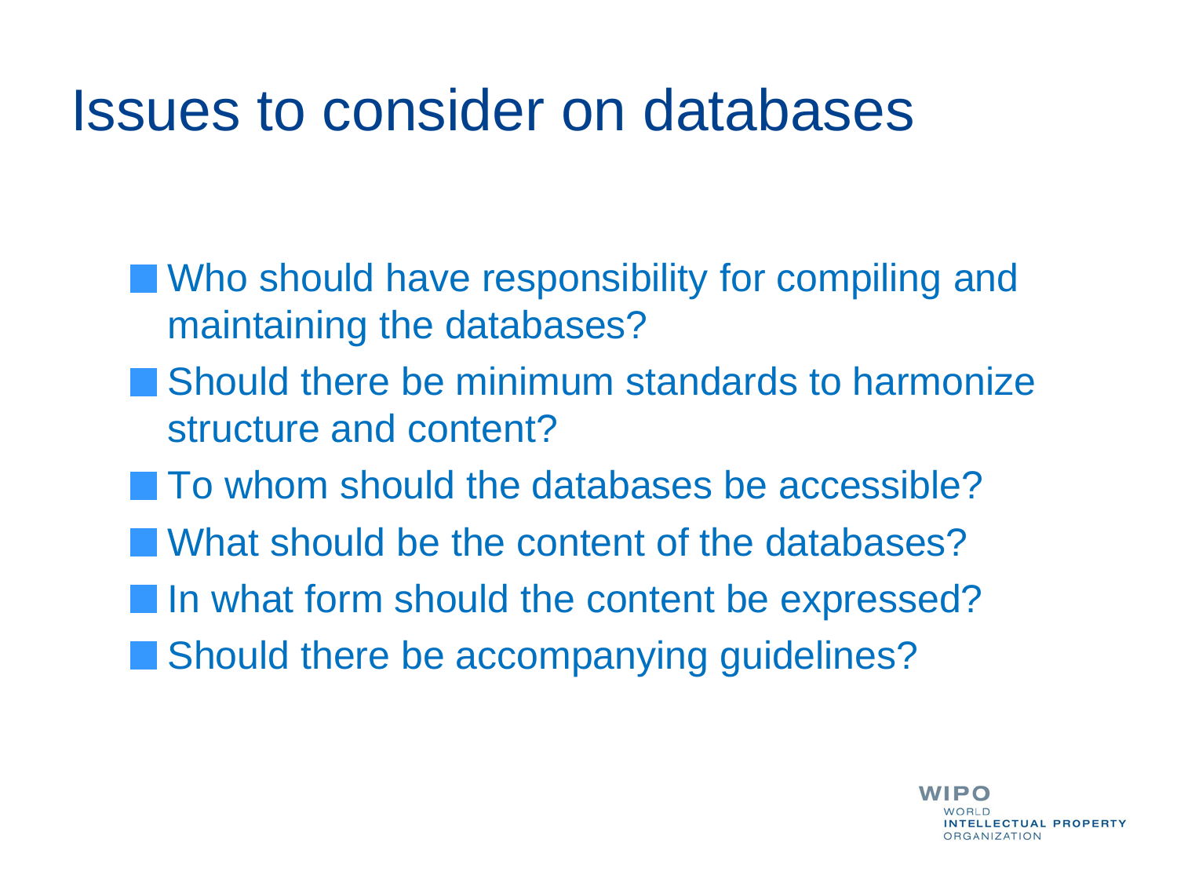# Issues to consider on databases

- Who should have responsibility for compiling and maintaining the databases?
- Should there be minimum standards to harmonize structure and content?
- To whom should the databases be accessible?
- What should be the content of the databases?
- In what form should the content be expressed?
- Should there be accompanying guidelines?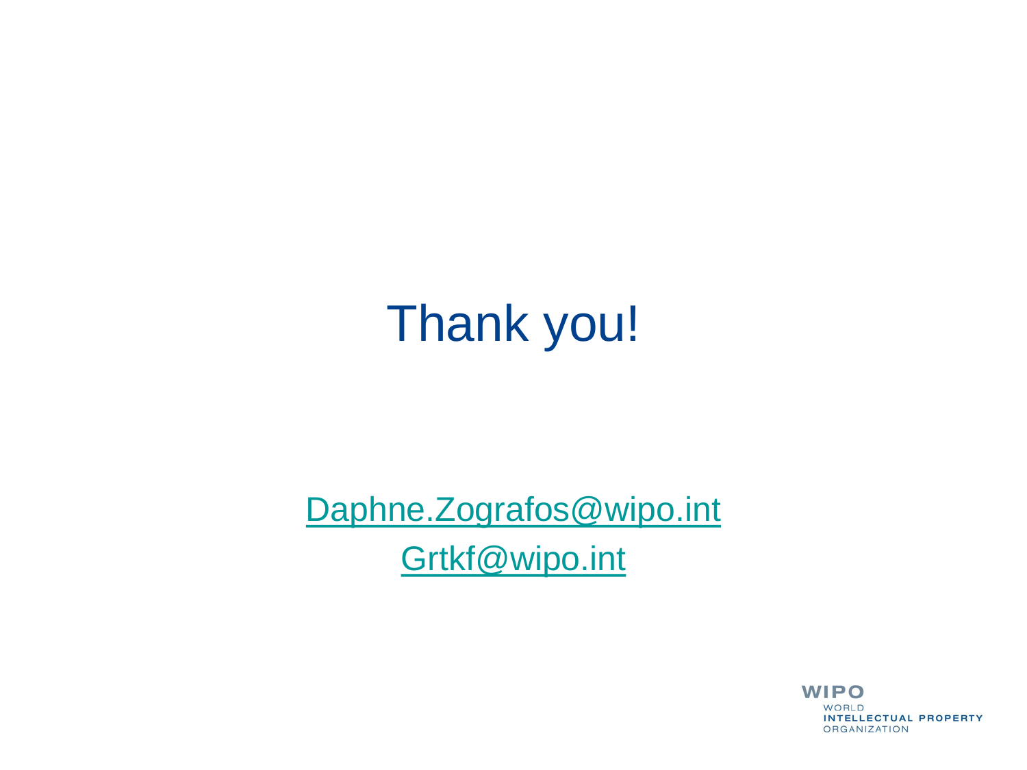# Thank you!

Daphne.Zografos@wipo.int

Grtkf@wipo.int

WIPO
WORLD
INTELLECTUAL PROPERTY
ORGANIZATION